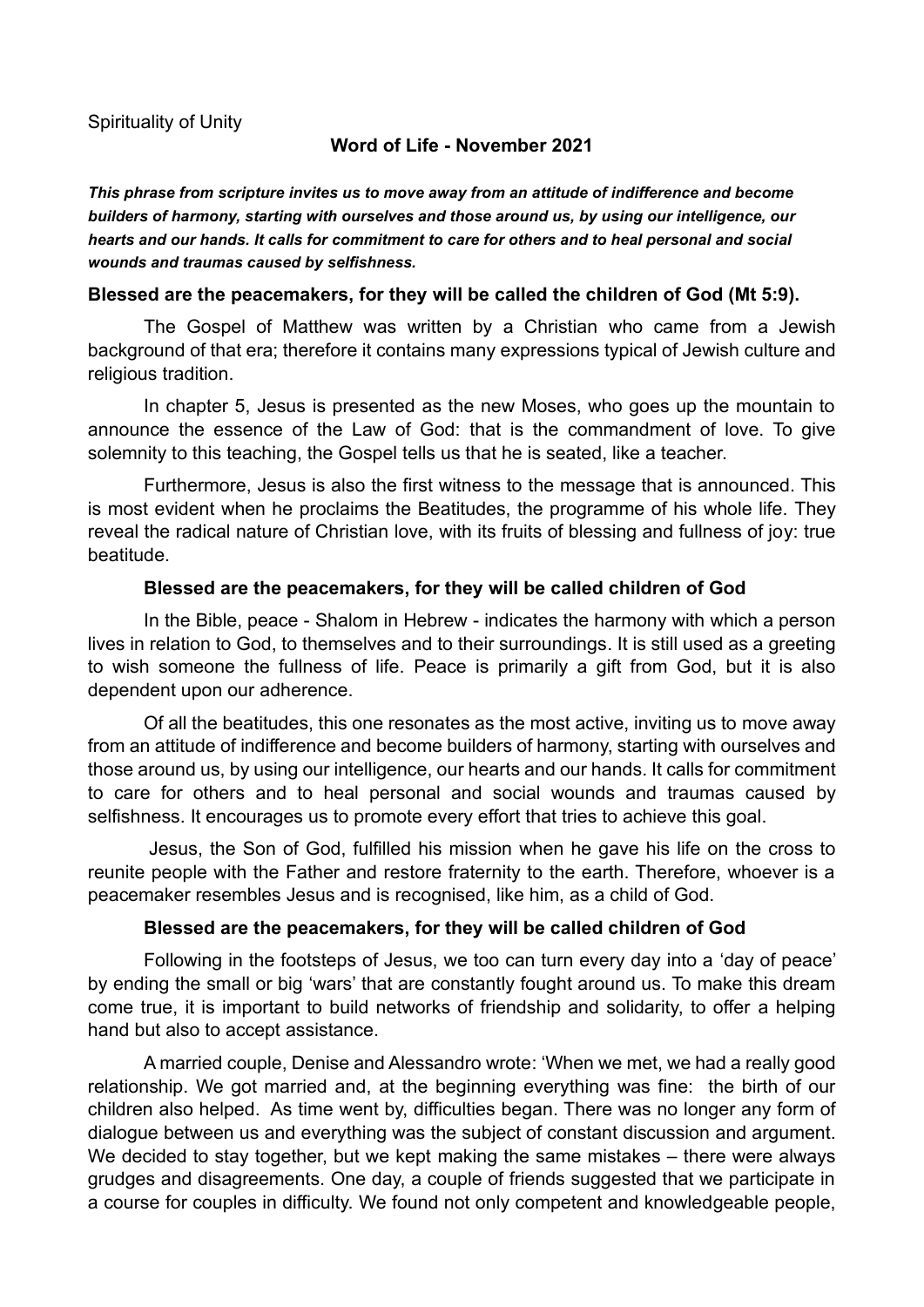Spirituality of Unity

## Word of Life - November 2021

***This phrase from scripture invites us to move away from an attitude of indifference and become builders of harmony, starting with ourselves and those around us, by using our intelligence, our hearts and our hands. It calls for commitment to care for others and to heal personal and social wounds and traumas caused by selfishness.***

**Blessed are the peacemakers, for they will be called the children of God (Mt 5:9).**

The Gospel of Matthew was written by a Christian who came from a Jewish background of that era; therefore it contains many expressions typical of Jewish culture and religious tradition.

In chapter 5, Jesus is presented as the new Moses, who goes up the mountain to announce the essence of the Law of God: that is the commandment of love. To give solemnity to this teaching, the Gospel tells us that he is seated, like a teacher.

Furthermore, Jesus is also the first witness to the message that is announced. This is most evident when he proclaims the Beatitudes, the programme of his whole life. They reveal the radical nature of Christian love, with its fruits of blessing and fullness of joy: true beatitude.

**Blessed are the peacemakers, for they will be called children of God**

In the Bible, peace - Shalom in Hebrew - indicates the harmony with which a person lives in relation to God, to themselves and to their surroundings. It is still used as a greeting to wish someone the fullness of life. Peace is primarily a gift from God, but it is also dependent upon our adherence.

Of all the beatitudes, this one resonates as the most active, inviting us to move away from an attitude of indifference and become builders of harmony, starting with ourselves and those around us, by using our intelligence, our hearts and our hands. It calls for commitment to care for others and to heal personal and social wounds and traumas caused by selfishness. It encourages us to promote every effort that tries to achieve this goal.

Jesus, the Son of God, fulfilled his mission when he gave his life on the cross to reunite people with the Father and restore fraternity to the earth. Therefore, whoever is a peacemaker resembles Jesus and is recognised, like him, as a child of God.

**Blessed are the peacemakers, for they will be called children of God**

Following in the footsteps of Jesus, we too can turn every day into a 'day of peace' by ending the small or big 'wars' that are constantly fought around us. To make this dream come true, it is important to build networks of friendship and solidarity, to offer a helping hand but also to accept assistance.

A married couple, Denise and Alessandro wrote: 'When we met, we had a really good relationship. We got married and, at the beginning everything was fine: the birth of our children also helped. As time went by, difficulties began. There was no longer any form of dialogue between us and everything was the subject of constant discussion and argument. We decided to stay together, but we kept making the same mistakes – there were always grudges and disagreements. One day, a couple of friends suggested that we participate in a course for couples in difficulty. We found not only competent and knowledgeable people,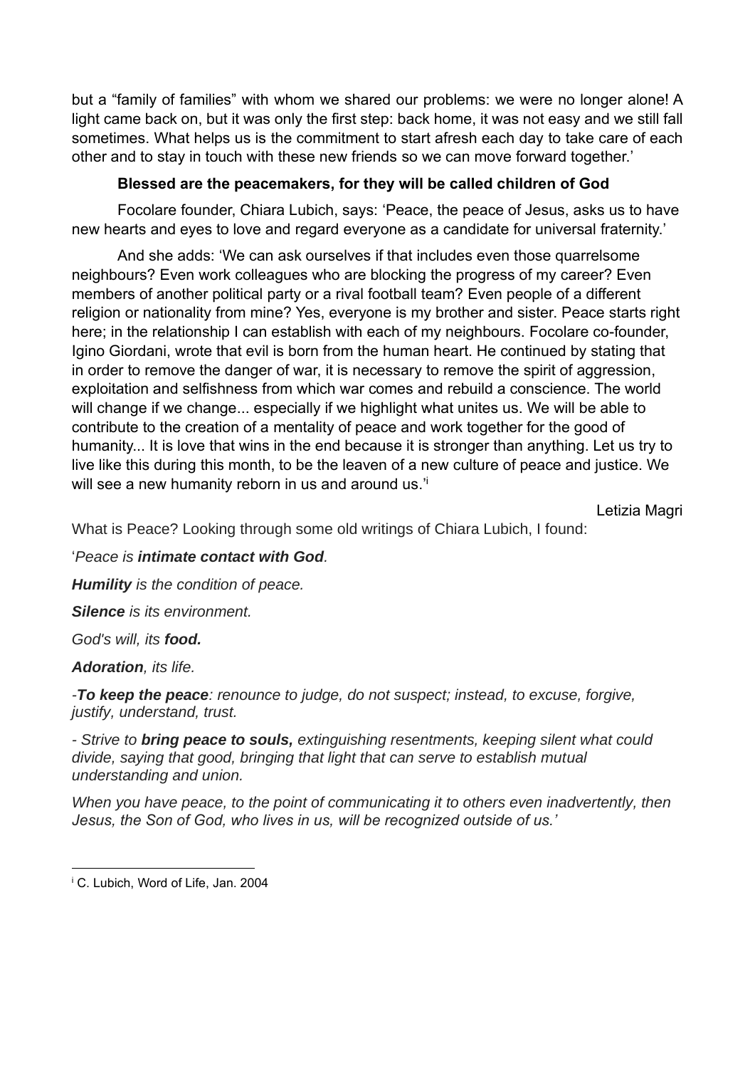but a "family of families" with whom we shared our problems: we were no longer alone! A light came back on, but it was only the first step: back home, it was not easy and we still fall sometimes. What helps us is the commitment to start afresh each day to take care of each other and to stay in touch with these new friends so we can move forward together.'

**Blessed are the peacemakers, for they will be called children of God**

Focolare founder, Chiara Lubich, says: 'Peace, the peace of Jesus, asks us to have new hearts and eyes to love and regard everyone as a candidate for universal fraternity.'

And she adds: 'We can ask ourselves if that includes even those quarrelsome neighbours? Even work colleagues who are blocking the progress of my career? Even members of another political party or a rival football team? Even people of a different religion or nationality from mine? Yes, everyone is my brother and sister. Peace starts right here; in the relationship I can establish with each of my neighbours. Focolare co-founder, Igino Giordani, wrote that evil is born from the human heart. He continued by stating that in order to remove the danger of war, it is necessary to remove the spirit of aggression, exploitation and selfishness from which war comes and rebuild a conscience. The world will change if we change... especially if we highlight what unites us. We will be able to contribute to the creation of a mentality of peace and work together for the good of humanity... It is love that wins in the end because it is stronger than anything. Let us try to live like this during this month, to be the leaven of a new culture of peace and justice. We will see a new humanity reborn in us and around us.'[i]

Letizia Magri

What is Peace? Looking through some old writings of Chiara Lubich, I found:

'*Peace is* ***intimate contact with God****.*

***Humility*** *is the condition of peace.*

***Silence*** *is its environment.*

*God's will, its* ***food.***

***Adoration****, its life.*

*-**To keep the peace**: renounce to judge, do not suspect; instead, to excuse, forgive, justify, understand, trust.*

*- Strive to* ***bring peace to souls,*** *extinguishing resentments, keeping silent what could divide, saying that good, bringing that light that can serve to establish mutual understanding and union.*

*When you have peace, to the point of communicating it to others even inadvertently, then Jesus, the Son of God, who lives in us, will be recognized outside of us.'*

---

[i] C. Lubich, Word of Life, Jan. 2004